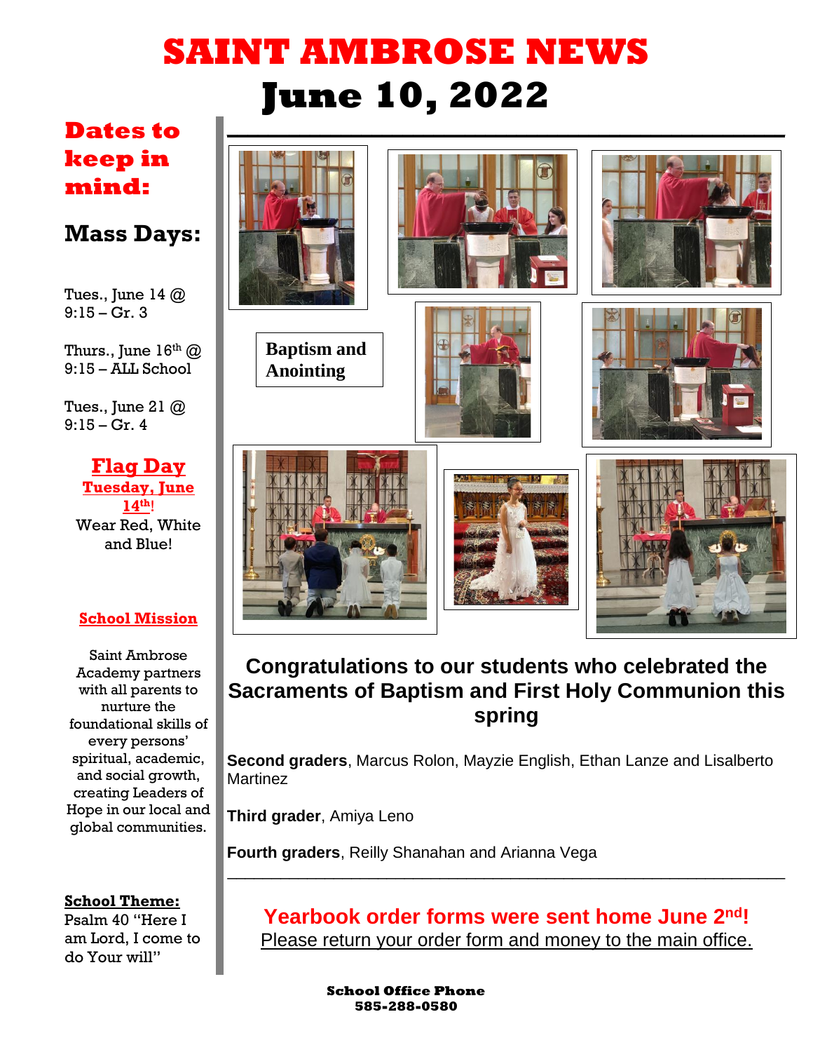# SAINT AMBROSE NEWS

# June 10, 2022

## Dates to keep in mind:

### Mass Days:

Tues., June 14 @ 9:15 – Gr. 3

Thurs., June 16th @ 9:15 – ALL School

Tues., June 21 @ 9:15 – Gr. 4

**Flag Day**

**Tuesday, June 14th!**

Wear Red, White and Blue!

**School Mission**

Saint Ambrose Academy partners with all parents to nurture the foundational skills of every persons' spiritual, academic, and social growth, creating Leaders of Hope in our local and global communities.

**School Theme:**

Psalm 40 "Here I am Lord, I come to do Your will"

**Baptism and Anointing**

## Congratulations to our students who celebrated the Sacraments of Baptism and First Holy Communion this spring

**Second graders**, Marcus Rolon, Mayzie English, Ethan Lanze and Lisalberto Martinez

**Third grader**, Amiya Leno

**Fourth graders**, Reilly Shanahan and Arianna Vega

---

**Yearbook order forms were sent home June 2nd!**

Please return your order form and money to the main office.

**School Office Phone**
**585-288-0580**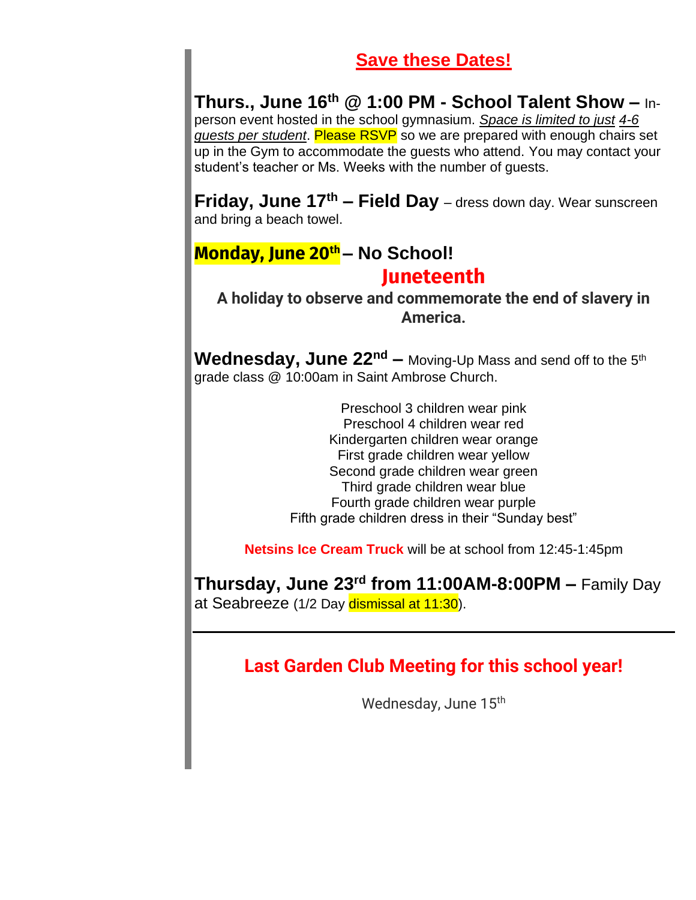## Save these Dates!

**Thurs., June 16th @ 1:00 PM - School Talent Show –** In-person event hosted in the school gymnasium. *Space is limited to just 4-6 guests per student*. Please RSVP so we are prepared with enough chairs set up in the Gym to accommodate the guests who attend. You may contact your student's teacher or Ms. Weeks with the number of guests.

**Friday, June 17th – Field Day** – dress down day. Wear sunscreen and bring a beach towel.

**Monday, June 20th – No School!**

**Juneteenth**

**A holiday to observe and commemorate the end of slavery in America.**

**Wednesday, June 22nd –** Moving-Up Mass and send off to the 5th grade class @ 10:00am in Saint Ambrose Church.

Preschool 3 children wear pink
Preschool 4 children wear red
Kindergarten children wear orange
First grade children wear yellow
Second grade children wear green
Third grade children wear blue
Fourth grade children wear purple
Fifth grade children dress in their "Sunday best"

**Netsins Ice Cream Truck** will be at school from 12:45-1:45pm

**Thursday, June 23rd from 11:00AM-8:00PM –** Family Day at Seabreeze (1/2 Day dismissal at 11:30).

---

## Last Garden Club Meeting for this school year!

Wednesday, June 15th